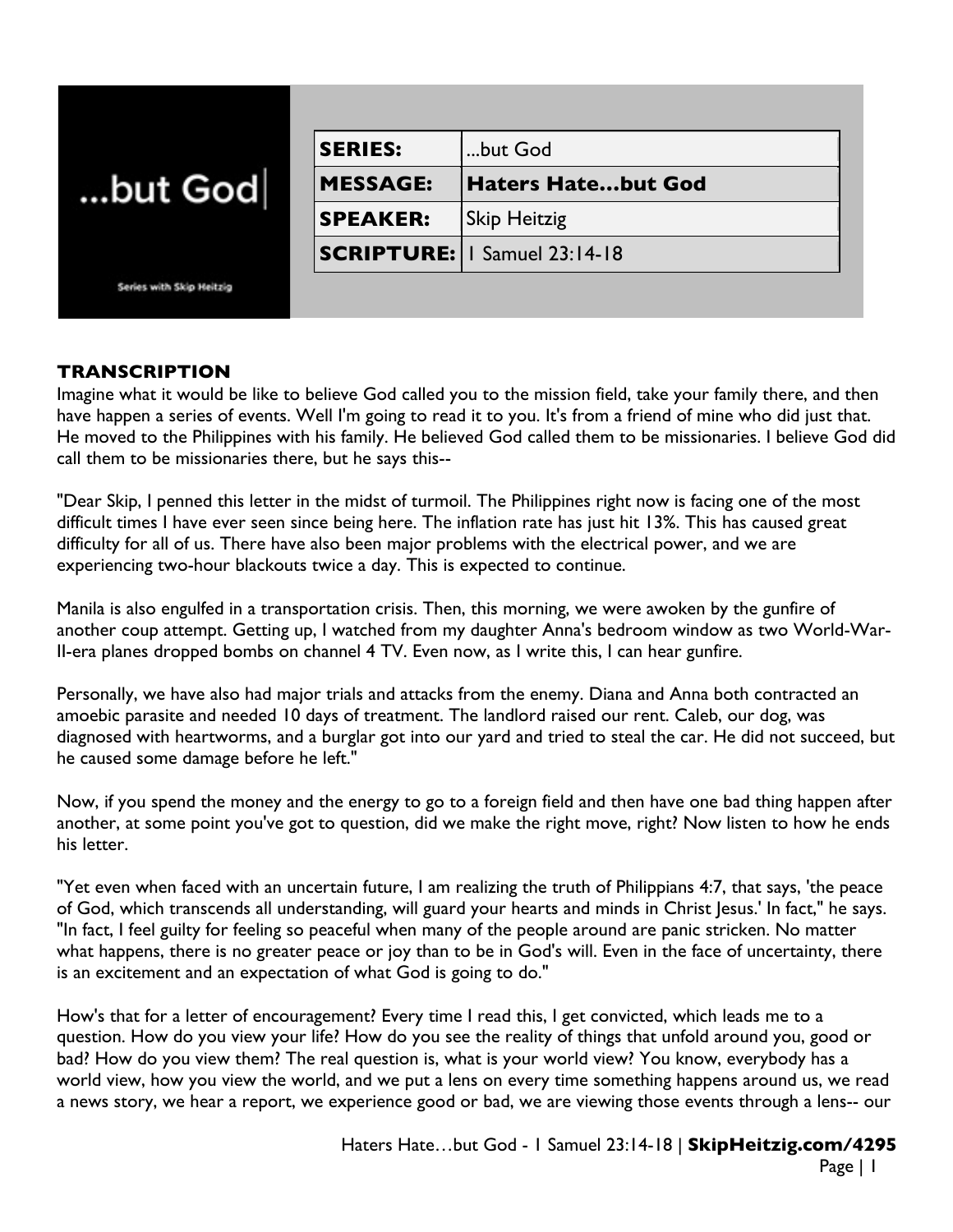...but God

Series with Skip Heitzig

| | |
|---|---|
| **SERIES:** | ...but God |
| **MESSAGE:** | **Haters Hate...but God** |
| **SPEAKER:** | Skip Heitzig |
| **SCRIPTURE:** | 1 Samuel 23:14-18 |

**TRANSCRIPTION**

Imagine what it would be like to believe God called you to the mission field, take your family there, and then have happen a series of events. Well I'm going to read it to you. It's from a friend of mine who did just that. He moved to the Philippines with his family. He believed God called them to be missionaries. I believe God did call them to be missionaries there, but he says this--

"Dear Skip, I penned this letter in the midst of turmoil. The Philippines right now is facing one of the most difficult times I have ever seen since being here. The inflation rate has just hit 13%. This has caused great difficulty for all of us. There have also been major problems with the electrical power, and we are experiencing two-hour blackouts twice a day. This is expected to continue.

Manila is also engulfed in a transportation crisis. Then, this morning, we were awoken by the gunfire of another coup attempt. Getting up, I watched from my daughter Anna's bedroom window as two World-War-II-era planes dropped bombs on channel 4 TV. Even now, as I write this, I can hear gunfire.

Personally, we have also had major trials and attacks from the enemy. Diana and Anna both contracted an amoebic parasite and needed 10 days of treatment. The landlord raised our rent. Caleb, our dog, was diagnosed with heartworms, and a burglar got into our yard and tried to steal the car. He did not succeed, but he caused some damage before he left."

Now, if you spend the money and the energy to go to a foreign field and then have one bad thing happen after another, at some point you've got to question, did we make the right move, right? Now listen to how he ends his letter.

"Yet even when faced with an uncertain future, I am realizing the truth of Philippians 4:7, that says, 'the peace of God, which transcends all understanding, will guard your hearts and minds in Christ Jesus.' In fact," he says. "In fact, I feel guilty for feeling so peaceful when many of the people around are panic stricken. No matter what happens, there is no greater peace or joy than to be in God's will. Even in the face of uncertainty, there is an excitement and an expectation of what God is going to do."

How's that for a letter of encouragement? Every time I read this, I get convicted, which leads me to a question. How do you view your life? How do you see the reality of things that unfold around you, good or bad? How do you view them? The real question is, what is your world view? You know, everybody has a world view, how you view the world, and we put a lens on every time something happens around us, we read a news story, we hear a report, we experience good or bad, we are viewing those events through a lens-- our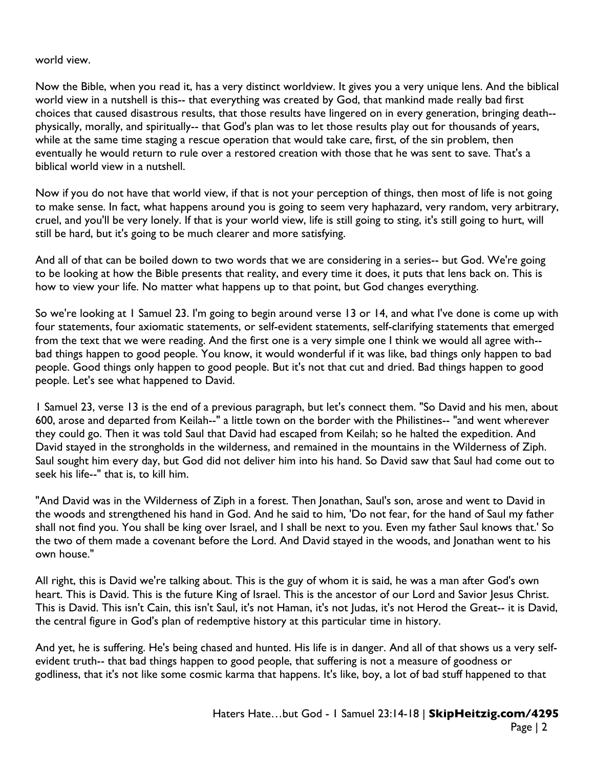world view.

Now the Bible, when you read it, has a very distinct worldview. It gives you a very unique lens. And the biblical world view in a nutshell is this-- that everything was created by God, that mankind made really bad first choices that caused disastrous results, that those results have lingered on in every generation, bringing death-- physically, morally, and spiritually-- that God's plan was to let those results play out for thousands of years, while at the same time staging a rescue operation that would take care, first, of the sin problem, then eventually he would return to rule over a restored creation with those that he was sent to save. That's a biblical world view in a nutshell.

Now if you do not have that world view, if that is not your perception of things, then most of life is not going to make sense. In fact, what happens around you is going to seem very haphazard, very random, very arbitrary, cruel, and you'll be very lonely. If that is your world view, life is still going to sting, it's still going to hurt, will still be hard, but it's going to be much clearer and more satisfying.

And all of that can be boiled down to two words that we are considering in a series-- but God. We're going to be looking at how the Bible presents that reality, and every time it does, it puts that lens back on. This is how to view your life. No matter what happens up to that point, but God changes everything.

So we're looking at 1 Samuel 23. I'm going to begin around verse 13 or 14, and what I've done is come up with four statements, four axiomatic statements, or self-evident statements, self-clarifying statements that emerged from the text that we were reading. And the first one is a very simple one I think we would all agree with-- bad things happen to good people. You know, it would wonderful if it was like, bad things only happen to bad people. Good things only happen to good people. But it's not that cut and dried. Bad things happen to good people. Let's see what happened to David.

1 Samuel 23, verse 13 is the end of a previous paragraph, but let's connect them. "So David and his men, about 600, arose and departed from Keilah--" a little town on the border with the Philistines-- "and went wherever they could go. Then it was told Saul that David had escaped from Keilah; so he halted the expedition. And David stayed in the strongholds in the wilderness, and remained in the mountains in the Wilderness of Ziph. Saul sought him every day, but God did not deliver him into his hand. So David saw that Saul had come out to seek his life--" that is, to kill him.

"And David was in the Wilderness of Ziph in a forest. Then Jonathan, Saul's son, arose and went to David in the woods and strengthened his hand in God. And he said to him, 'Do not fear, for the hand of Saul my father shall not find you. You shall be king over Israel, and I shall be next to you. Even my father Saul knows that.' So the two of them made a covenant before the Lord. And David stayed in the woods, and Jonathan went to his own house."

All right, this is David we're talking about. This is the guy of whom it is said, he was a man after God's own heart. This is David. This is the future King of Israel. This is the ancestor of our Lord and Savior Jesus Christ. This is David. This isn't Cain, this isn't Saul, it's not Haman, it's not Judas, it's not Herod the Great-- it is David, the central figure in God's plan of redemptive history at this particular time in history.

And yet, he is suffering. He's being chased and hunted. His life is in danger. And all of that shows us a very self-evident truth-- that bad things happen to good people, that suffering is not a measure of goodness or godliness, that it's not like some cosmic karma that happens. It's like, boy, a lot of bad stuff happened to that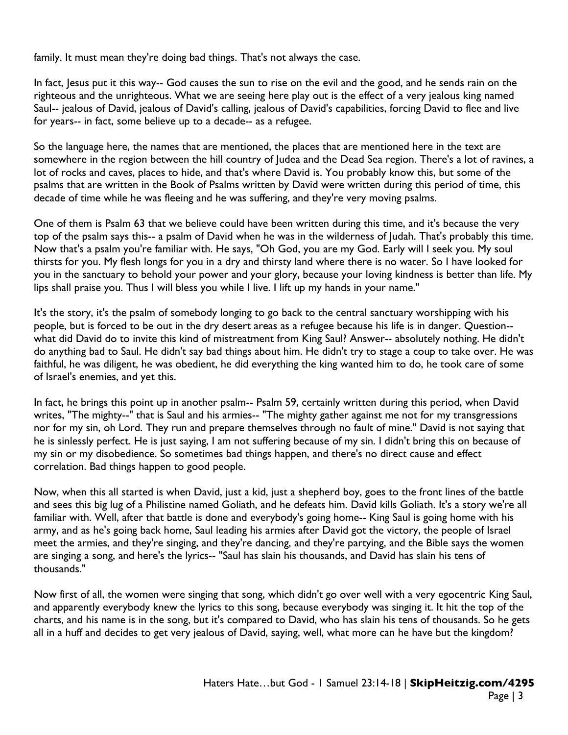family. It must mean they're doing bad things. That's not always the case.

In fact, Jesus put it this way-- God causes the sun to rise on the evil and the good, and he sends rain on the righteous and the unrighteous. What we are seeing here play out is the effect of a very jealous king named Saul-- jealous of David, jealous of David's calling, jealous of David's capabilities, forcing David to flee and live for years-- in fact, some believe up to a decade-- as a refugee.

So the language here, the names that are mentioned, the places that are mentioned here in the text are somewhere in the region between the hill country of Judea and the Dead Sea region. There's a lot of ravines, a lot of rocks and caves, places to hide, and that's where David is. You probably know this, but some of the psalms that are written in the Book of Psalms written by David were written during this period of time, this decade of time while he was fleeing and he was suffering, and they're very moving psalms.

One of them is Psalm 63 that we believe could have been written during this time, and it's because the very top of the psalm says this-- a psalm of David when he was in the wilderness of Judah. That's probably this time. Now that's a psalm you're familiar with. He says, "Oh God, you are my God. Early will I seek you. My soul thirsts for you. My flesh longs for you in a dry and thirsty land where there is no water. So I have looked for you in the sanctuary to behold your power and your glory, because your loving kindness is better than life. My lips shall praise you. Thus I will bless you while I live. I lift up my hands in your name."

It's the story, it's the psalm of somebody longing to go back to the central sanctuary worshipping with his people, but is forced to be out in the dry desert areas as a refugee because his life is in danger. Question-- what did David do to invite this kind of mistreatment from King Saul? Answer-- absolutely nothing. He didn't do anything bad to Saul. He didn't say bad things about him. He didn't try to stage a coup to take over. He was faithful, he was diligent, he was obedient, he did everything the king wanted him to do, he took care of some of Israel's enemies, and yet this.

In fact, he brings this point up in another psalm-- Psalm 59, certainly written during this period, when David writes, "The mighty--" that is Saul and his armies-- "The mighty gather against me not for my transgressions nor for my sin, oh Lord. They run and prepare themselves through no fault of mine." David is not saying that he is sinlessly perfect. He is just saying, I am not suffering because of my sin. I didn't bring this on because of my sin or my disobedience. So sometimes bad things happen, and there's no direct cause and effect correlation. Bad things happen to good people.

Now, when this all started is when David, just a kid, just a shepherd boy, goes to the front lines of the battle and sees this big lug of a Philistine named Goliath, and he defeats him. David kills Goliath. It's a story we're all familiar with. Well, after that battle is done and everybody's going home-- King Saul is going home with his army, and as he's going back home, Saul leading his armies after David got the victory, the people of Israel meet the armies, and they're singing, and they're dancing, and they're partying, and the Bible says the women are singing a song, and here's the lyrics-- "Saul has slain his thousands, and David has slain his tens of thousands."

Now first of all, the women were singing that song, which didn't go over well with a very egocentric King Saul, and apparently everybody knew the lyrics to this song, because everybody was singing it. It hit the top of the charts, and his name is in the song, but it's compared to David, who has slain his tens of thousands. So he gets all in a huff and decides to get very jealous of David, saying, well, what more can he have but the kingdom?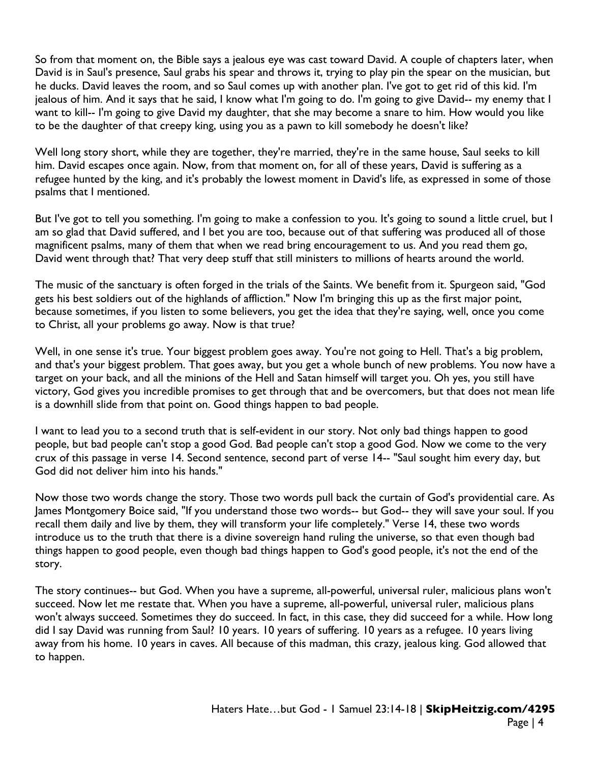So from that moment on, the Bible says a jealous eye was cast toward David. A couple of chapters later, when David is in Saul's presence, Saul grabs his spear and throws it, trying to play pin the spear on the musician, but he ducks. David leaves the room, and so Saul comes up with another plan. I've got to get rid of this kid. I'm jealous of him. And it says that he said, I know what I'm going to do. I'm going to give David-- my enemy that I want to kill-- I'm going to give David my daughter, that she may become a snare to him. How would you like to be the daughter of that creepy king, using you as a pawn to kill somebody he doesn't like?

Well long story short, while they are together, they're married, they're in the same house, Saul seeks to kill him. David escapes once again. Now, from that moment on, for all of these years, David is suffering as a refugee hunted by the king, and it's probably the lowest moment in David's life, as expressed in some of those psalms that I mentioned.

But I've got to tell you something. I'm going to make a confession to you. It's going to sound a little cruel, but I am so glad that David suffered, and I bet you are too, because out of that suffering was produced all of those magnificent psalms, many of them that when we read bring encouragement to us. And you read them go, David went through that? That very deep stuff that still ministers to millions of hearts around the world.

The music of the sanctuary is often forged in the trials of the Saints. We benefit from it. Spurgeon said, "God gets his best soldiers out of the highlands of affliction." Now I'm bringing this up as the first major point, because sometimes, if you listen to some believers, you get the idea that they're saying, well, once you come to Christ, all your problems go away. Now is that true?

Well, in one sense it's true. Your biggest problem goes away. You're not going to Hell. That's a big problem, and that's your biggest problem. That goes away, but you get a whole bunch of new problems. You now have a target on your back, and all the minions of the Hell and Satan himself will target you. Oh yes, you still have victory, God gives you incredible promises to get through that and be overcomers, but that does not mean life is a downhill slide from that point on. Good things happen to bad people.

I want to lead you to a second truth that is self-evident in our story. Not only bad things happen to good people, but bad people can't stop a good God. Bad people can't stop a good God. Now we come to the very crux of this passage in verse 14. Second sentence, second part of verse 14-- "Saul sought him every day, but God did not deliver him into his hands."

Now those two words change the story. Those two words pull back the curtain of God's providential care. As James Montgomery Boice said, "If you understand those two words-- but God-- they will save your soul. If you recall them daily and live by them, they will transform your life completely." Verse 14, these two words introduce us to the truth that there is a divine sovereign hand ruling the universe, so that even though bad things happen to good people, even though bad things happen to God's good people, it's not the end of the story.

The story continues-- but God. When you have a supreme, all-powerful, universal ruler, malicious plans won't succeed. Now let me restate that. When you have a supreme, all-powerful, universal ruler, malicious plans won't always succeed. Sometimes they do succeed. In fact, in this case, they did succeed for a while. How long did I say David was running from Saul? 10 years. 10 years of suffering. 10 years as a refugee. 10 years living away from his home. 10 years in caves. All because of this madman, this crazy, jealous king. God allowed that to happen.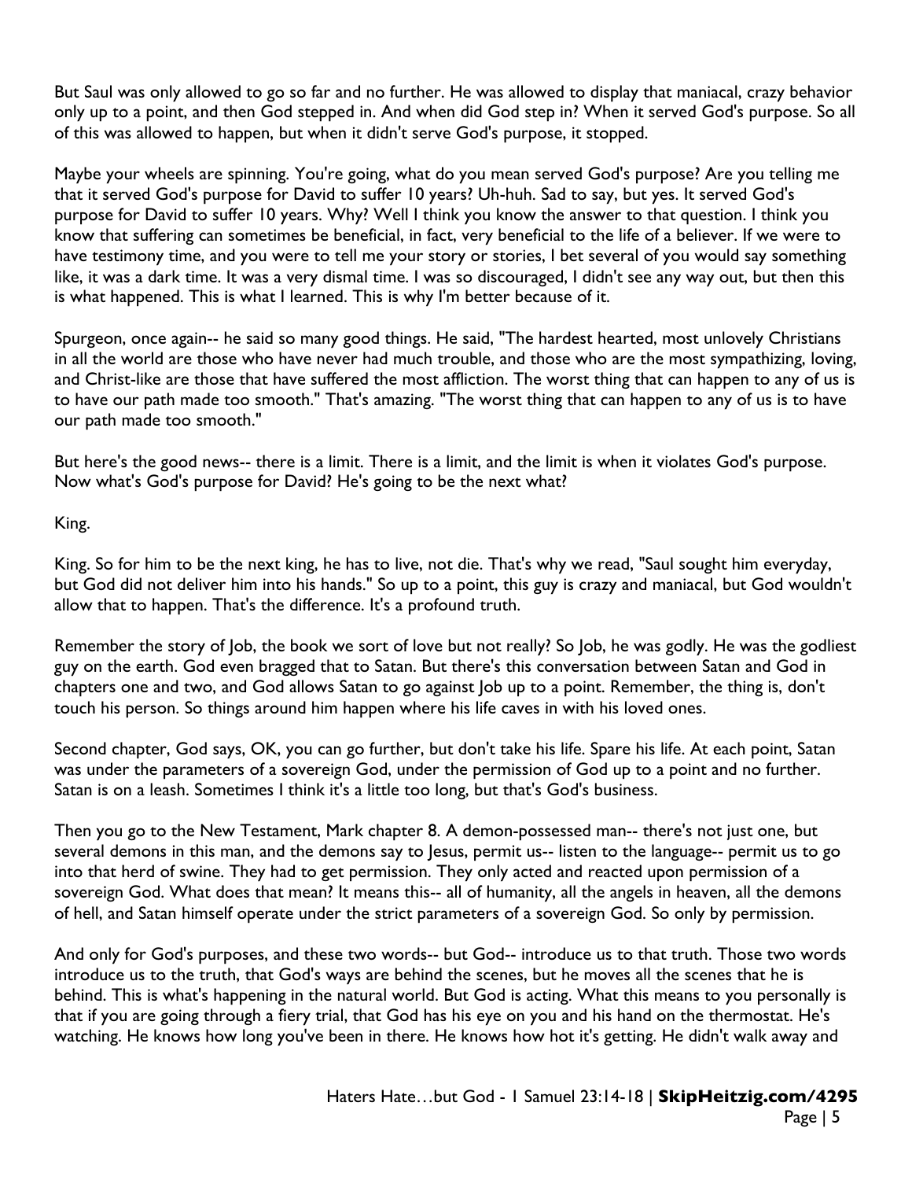But Saul was only allowed to go so far and no further. He was allowed to display that maniacal, crazy behavior only up to a point, and then God stepped in. And when did God step in? When it served God's purpose. So all of this was allowed to happen, but when it didn't serve God's purpose, it stopped.

Maybe your wheels are spinning. You're going, what do you mean served God's purpose? Are you telling me that it served God's purpose for David to suffer 10 years? Uh-huh. Sad to say, but yes. It served God's purpose for David to suffer 10 years. Why? Well I think you know the answer to that question. I think you know that suffering can sometimes be beneficial, in fact, very beneficial to the life of a believer. If we were to have testimony time, and you were to tell me your story or stories, I bet several of you would say something like, it was a dark time. It was a very dismal time. I was so discouraged, I didn't see any way out, but then this is what happened. This is what I learned. This is why I'm better because of it.

Spurgeon, once again-- he said so many good things. He said, "The hardest hearted, most unlovely Christians in all the world are those who have never had much trouble, and those who are the most sympathizing, loving, and Christ-like are those that have suffered the most affliction. The worst thing that can happen to any of us is to have our path made too smooth." That's amazing. "The worst thing that can happen to any of us is to have our path made too smooth."

But here's the good news-- there is a limit. There is a limit, and the limit is when it violates God's purpose. Now what's God's purpose for David? He's going to be the next what?

King.

King. So for him to be the next king, he has to live, not die. That's why we read, "Saul sought him everyday, but God did not deliver him into his hands." So up to a point, this guy is crazy and maniacal, but God wouldn't allow that to happen. That's the difference. It's a profound truth.

Remember the story of Job, the book we sort of love but not really? So Job, he was godly. He was the godliest guy on the earth. God even bragged that to Satan. But there's this conversation between Satan and God in chapters one and two, and God allows Satan to go against Job up to a point. Remember, the thing is, don't touch his person. So things around him happen where his life caves in with his loved ones.

Second chapter, God says, OK, you can go further, but don't take his life. Spare his life. At each point, Satan was under the parameters of a sovereign God, under the permission of God up to a point and no further. Satan is on a leash. Sometimes I think it's a little too long, but that's God's business.

Then you go to the New Testament, Mark chapter 8. A demon-possessed man-- there's not just one, but several demons in this man, and the demons say to Jesus, permit us-- listen to the language-- permit us to go into that herd of swine. They had to get permission. They only acted and reacted upon permission of a sovereign God. What does that mean? It means this-- all of humanity, all the angels in heaven, all the demons of hell, and Satan himself operate under the strict parameters of a sovereign God. So only by permission.

And only for God's purposes, and these two words-- but God-- introduce us to that truth. Those two words introduce us to the truth, that God's ways are behind the scenes, but he moves all the scenes that he is behind. This is what's happening in the natural world. But God is acting. What this means to you personally is that if you are going through a fiery trial, that God has his eye on you and his hand on the thermostat. He's watching. He knows how long you've been in there. He knows how hot it's getting. He didn't walk away and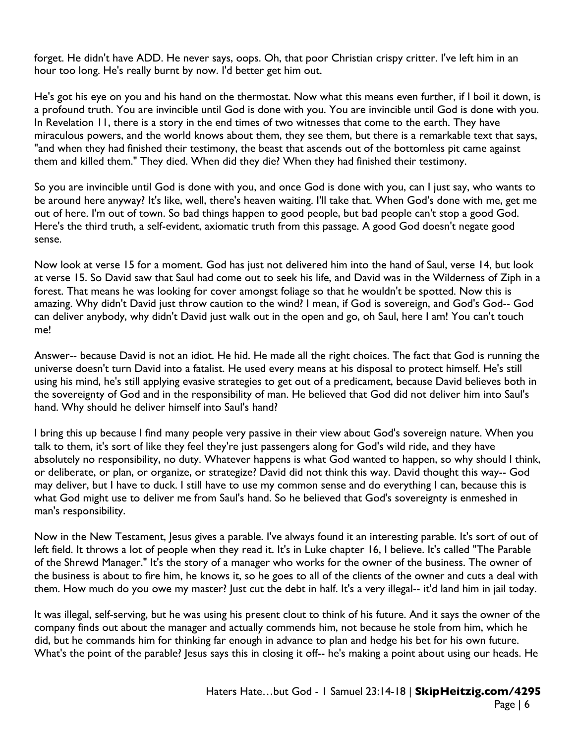forget. He didn't have ADD. He never says, oops. Oh, that poor Christian crispy critter. I've left him in an hour too long. He's really burnt by now. I'd better get him out.

He's got his eye on you and his hand on the thermostat. Now what this means even further, if I boil it down, is a profound truth. You are invincible until God is done with you. You are invincible until God is done with you. In Revelation 11, there is a story in the end times of two witnesses that come to the earth. They have miraculous powers, and the world knows about them, they see them, but there is a remarkable text that says, "and when they had finished their testimony, the beast that ascends out of the bottomless pit came against them and killed them." They died. When did they die? When they had finished their testimony.

So you are invincible until God is done with you, and once God is done with you, can I just say, who wants to be around here anyway? It's like, well, there's heaven waiting. I'll take that. When God's done with me, get me out of here. I'm out of town. So bad things happen to good people, but bad people can't stop a good God. Here's the third truth, a self-evident, axiomatic truth from this passage. A good God doesn't negate good sense.

Now look at verse 15 for a moment. God has just not delivered him into the hand of Saul, verse 14, but look at verse 15. So David saw that Saul had come out to seek his life, and David was in the Wilderness of Ziph in a forest. That means he was looking for cover amongst foliage so that he wouldn't be spotted. Now this is amazing. Why didn't David just throw caution to the wind? I mean, if God is sovereign, and God's God-- God can deliver anybody, why didn't David just walk out in the open and go, oh Saul, here I am! You can't touch me!

Answer-- because David is not an idiot. He hid. He made all the right choices. The fact that God is running the universe doesn't turn David into a fatalist. He used every means at his disposal to protect himself. He's still using his mind, he's still applying evasive strategies to get out of a predicament, because David believes both in the sovereignty of God and in the responsibility of man. He believed that God did not deliver him into Saul's hand. Why should he deliver himself into Saul's hand?

I bring this up because I find many people very passive in their view about God's sovereign nature. When you talk to them, it's sort of like they feel they're just passengers along for God's wild ride, and they have absolutely no responsibility, no duty. Whatever happens is what God wanted to happen, so why should I think, or deliberate, or plan, or organize, or strategize? David did not think this way. David thought this way-- God may deliver, but I have to duck. I still have to use my common sense and do everything I can, because this is what God might use to deliver me from Saul's hand. So he believed that God's sovereignty is enmeshed in man's responsibility.

Now in the New Testament, Jesus gives a parable. I've always found it an interesting parable. It's sort of out of left field. It throws a lot of people when they read it. It's in Luke chapter 16, I believe. It's called "The Parable of the Shrewd Manager." It's the story of a manager who works for the owner of the business. The owner of the business is about to fire him, he knows it, so he goes to all of the clients of the owner and cuts a deal with them. How much do you owe my master? Just cut the debt in half. It's a very illegal-- it'd land him in jail today.

It was illegal, self-serving, but he was using his present clout to think of his future. And it says the owner of the company finds out about the manager and actually commends him, not because he stole from him, which he did, but he commands him for thinking far enough in advance to plan and hedge his bet for his own future. What's the point of the parable? Jesus says this in closing it off-- he's making a point about using our heads. He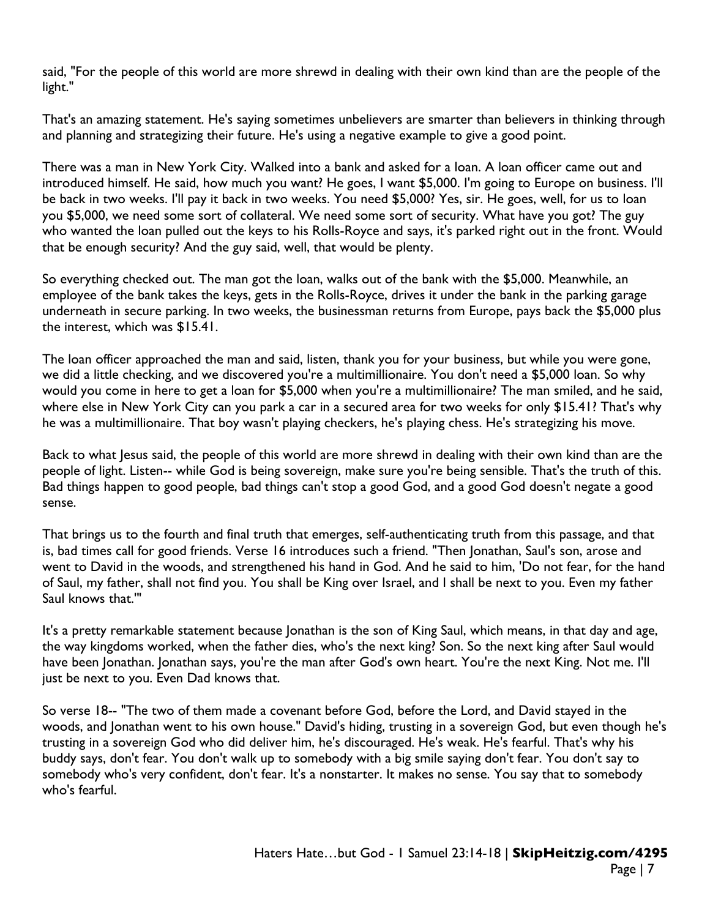said, "For the people of this world are more shrewd in dealing with their own kind than are the people of the light."

That's an amazing statement. He's saying sometimes unbelievers are smarter than believers in thinking through and planning and strategizing their future. He's using a negative example to give a good point.

There was a man in New York City. Walked into a bank and asked for a loan. A loan officer came out and introduced himself. He said, how much you want? He goes, I want $5,000. I'm going to Europe on business. I'll be back in two weeks. I'll pay it back in two weeks. You need $5,000? Yes, sir. He goes, well, for us to loan you $5,000, we need some sort of collateral. We need some sort of security. What have you got? The guy who wanted the loan pulled out the keys to his Rolls-Royce and says, it's parked right out in the front. Would that be enough security? And the guy said, well, that would be plenty.

So everything checked out. The man got the loan, walks out of the bank with the $5,000. Meanwhile, an employee of the bank takes the keys, gets in the Rolls-Royce, drives it under the bank in the parking garage underneath in secure parking. In two weeks, the businessman returns from Europe, pays back the $5,000 plus the interest, which was $15.41.

The loan officer approached the man and said, listen, thank you for your business, but while you were gone, we did a little checking, and we discovered you're a multimillionaire. You don't need a $5,000 loan. So why would you come in here to get a loan for $5,000 when you're a multimillionaire? The man smiled, and he said, where else in New York City can you park a car in a secured area for two weeks for only $15.41? That's why he was a multimillionaire. That boy wasn't playing checkers, he's playing chess. He's strategizing his move.

Back to what Jesus said, the people of this world are more shrewd in dealing with their own kind than are the people of light. Listen-- while God is being sovereign, make sure you're being sensible. That's the truth of this. Bad things happen to good people, bad things can't stop a good God, and a good God doesn't negate a good sense.

That brings us to the fourth and final truth that emerges, self-authenticating truth from this passage, and that is, bad times call for good friends. Verse 16 introduces such a friend. "Then Jonathan, Saul's son, arose and went to David in the woods, and strengthened his hand in God. And he said to him, 'Do not fear, for the hand of Saul, my father, shall not find you. You shall be King over Israel, and I shall be next to you. Even my father Saul knows that.'"

It's a pretty remarkable statement because Jonathan is the son of King Saul, which means, in that day and age, the way kingdoms worked, when the father dies, who's the next king? Son. So the next king after Saul would have been Jonathan. Jonathan says, you're the man after God's own heart. You're the next King. Not me. I'll just be next to you. Even Dad knows that.

So verse 18-- "The two of them made a covenant before God, before the Lord, and David stayed in the woods, and Jonathan went to his own house." David's hiding, trusting in a sovereign God, but even though he's trusting in a sovereign God who did deliver him, he's discouraged. He's weak. He's fearful. That's why his buddy says, don't fear. You don't walk up to somebody with a big smile saying don't fear. You don't say to somebody who's very confident, don't fear. It's a nonstarter. It makes no sense. You say that to somebody who's fearful.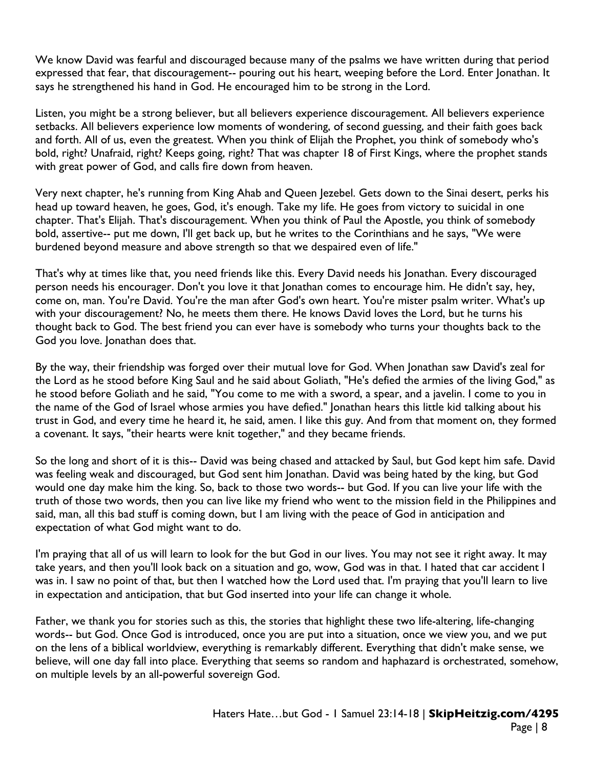We know David was fearful and discouraged because many of the psalms we have written during that period expressed that fear, that discouragement-- pouring out his heart, weeping before the Lord. Enter Jonathan. It says he strengthened his hand in God. He encouraged him to be strong in the Lord.

Listen, you might be a strong believer, but all believers experience discouragement. All believers experience setbacks. All believers experience low moments of wondering, of second guessing, and their faith goes back and forth. All of us, even the greatest. When you think of Elijah the Prophet, you think of somebody who's bold, right? Unafraid, right? Keeps going, right? That was chapter 18 of First Kings, where the prophet stands with great power of God, and calls fire down from heaven.

Very next chapter, he's running from King Ahab and Queen Jezebel. Gets down to the Sinai desert, perks his head up toward heaven, he goes, God, it's enough. Take my life. He goes from victory to suicidal in one chapter. That's Elijah. That's discouragement. When you think of Paul the Apostle, you think of somebody bold, assertive-- put me down, I'll get back up, but he writes to the Corinthians and he says, "We were burdened beyond measure and above strength so that we despaired even of life."

That's why at times like that, you need friends like this. Every David needs his Jonathan. Every discouraged person needs his encourager. Don't you love it that Jonathan comes to encourage him. He didn't say, hey, come on, man. You're David. You're the man after God's own heart. You're mister psalm writer. What's up with your discouragement? No, he meets them there. He knows David loves the Lord, but he turns his thought back to God. The best friend you can ever have is somebody who turns your thoughts back to the God you love. Jonathan does that.

By the way, their friendship was forged over their mutual love for God. When Jonathan saw David's zeal for the Lord as he stood before King Saul and he said about Goliath, "He's defied the armies of the living God," as he stood before Goliath and he said, "You come to me with a sword, a spear, and a javelin. I come to you in the name of the God of Israel whose armies you have defied." Jonathan hears this little kid talking about his trust in God, and every time he heard it, he said, amen. I like this guy. And from that moment on, they formed a covenant. It says, "their hearts were knit together," and they became friends.

So the long and short of it is this-- David was being chased and attacked by Saul, but God kept him safe. David was feeling weak and discouraged, but God sent him Jonathan. David was being hated by the king, but God would one day make him the king. So, back to those two words-- but God. If you can live your life with the truth of those two words, then you can live like my friend who went to the mission field in the Philippines and said, man, all this bad stuff is coming down, but I am living with the peace of God in anticipation and expectation of what God might want to do.

I'm praying that all of us will learn to look for the but God in our lives. You may not see it right away. It may take years, and then you'll look back on a situation and go, wow, God was in that. I hated that car accident I was in. I saw no point of that, but then I watched how the Lord used that. I'm praying that you'll learn to live in expectation and anticipation, that but God inserted into your life can change it whole.

Father, we thank you for stories such as this, the stories that highlight these two life-altering, life-changing words-- but God. Once God is introduced, once you are put into a situation, once we view you, and we put on the lens of a biblical worldview, everything is remarkably different. Everything that didn't make sense, we believe, will one day fall into place. Everything that seems so random and haphazard is orchestrated, somehow, on multiple levels by an all-powerful sovereign God.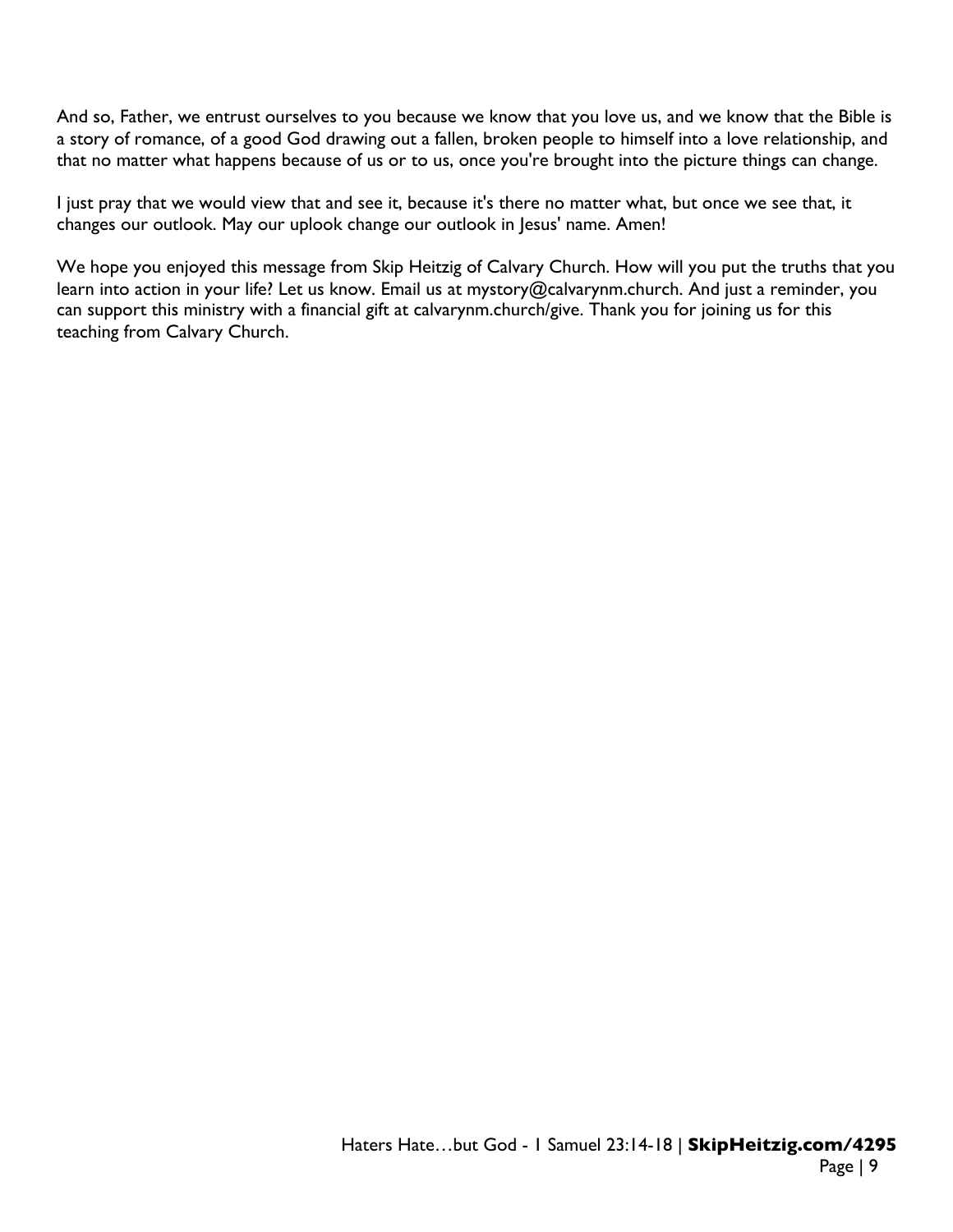And so, Father, we entrust ourselves to you because we know that you love us, and we know that the Bible is a story of romance, of a good God drawing out a fallen, broken people to himself into a love relationship, and that no matter what happens because of us or to us, once you're brought into the picture things can change.

I just pray that we would view that and see it, because it's there no matter what, but once we see that, it changes our outlook. May our uplook change our outlook in Jesus' name. Amen!

We hope you enjoyed this message from Skip Heitzig of Calvary Church. How will you put the truths that you learn into action in your life? Let us know. Email us at mystory@calvarynm.church. And just a reminder, you can support this ministry with a financial gift at calvarynm.church/give. Thank you for joining us for this teaching from Calvary Church.